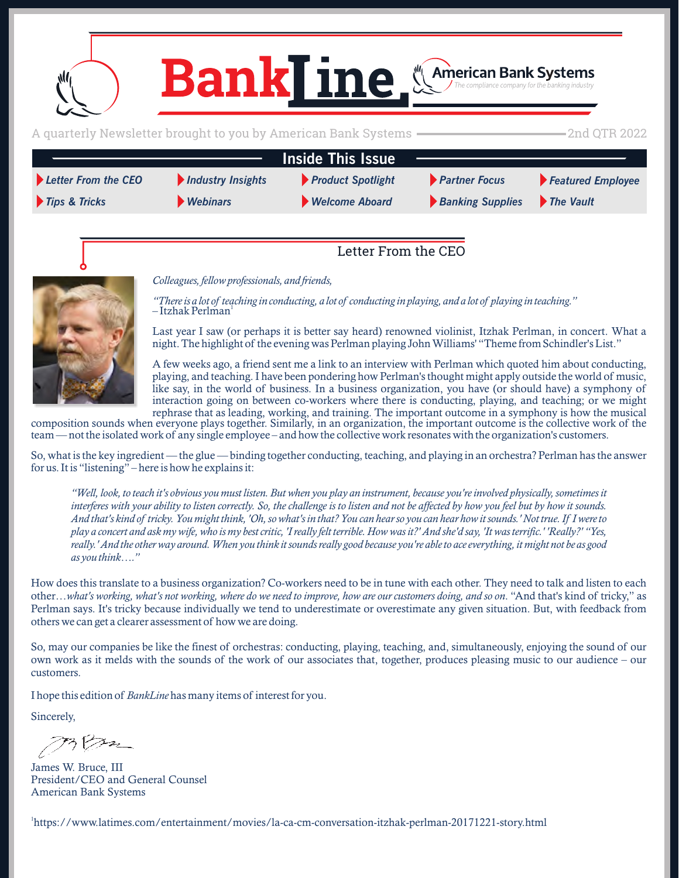# BankLine

American Bank Systems
*The compliance company for the banking industry*

A quarterly Newsletter brought to you by American Bank Systems — 2nd QTR 2022

## Inside This Issue

- *Letter From the CEO*
- *Industry Insights*
- *Product Spotlight*
- *Partner Focus*
- *Featured Employee*
- *Tips & Tricks*
- *Webinars*
- *Welcome Aboard*
- *Banking Supplies*
- *The Vault*

## Letter From the CEO

*Colleagues, fellow professionals, and friends,*

*"There is a lot of teaching in conducting, a lot of conducting in playing, and a lot of playing in teaching."*
– Itzhak Perlman[1]

Last year I saw (or perhaps it is better say heard) renowned violinist, Itzhak Perlman, in concert. What a night. The highlight of the evening was Perlman playing John Williams' "Theme from Schindler's List."

A few weeks ago, a friend sent me a link to an interview with Perlman which quoted him about conducting, playing, and teaching. I have been pondering how Perlman's thought might apply outside the world of music, like say, in the world of business. In a business organization, you have (or should have) a symphony of interaction going on between co-workers where there is conducting, playing, and teaching; or we might rephrase that as leading, working, and training. The important outcome in a symphony is how the musical composition sounds when everyone plays together. Similarly, in an organization, the important outcome is the collective work of the team — not the isolated work of any single employee – and how the collective work resonates with the organization's customers.

So, what is the key ingredient — the glue — binding together conducting, teaching, and playing in an orchestra? Perlman has the answer for us. It is "listening" – here is how he explains it:

> *"Well, look, to teach it's obvious you must listen. But when you play an instrument, because you're involved physically, sometimes it interferes with your ability to listen correctly. So, the challenge is to listen and not be affected by how you feel but by how it sounds. And that's kind of tricky. You might think, 'Oh, so what's in that? You can hear so you can hear how it sounds.' Not true. If I were to play a concert and ask my wife, who is my best critic, 'I really felt terrible. How was it?' And she'd say, 'It was terrific.' 'Really?' "Yes, really.' And the other way around. When you think it sounds really good because you're able to ace everything, it might not be as good as you think…."*

How does this translate to a business organization? Co-workers need to be in tune with each other. They need to talk and listen to each other…*what's working, what's not working, where do we need to improve, how are our customers doing, and so on*. "And that's kind of tricky," as Perlman says. It's tricky because individually we tend to underestimate or overestimate any given situation. But, with feedback from others we can get a clearer assessment of how we are doing.

So, may our companies be like the finest of orchestras: conducting, playing, teaching, and, simultaneously, enjoying the sound of our own work as it melds with the sounds of the work of our associates that, together, produces pleasing music to our audience – our customers.

I hope this edition of *BankLine* has many items of interest for you.

Sincerely,

James W. Bruce, III
President/CEO and General Counsel
American Bank Systems

[1] https://www.latimes.com/entertainment/movies/la-ca-cm-conversation-itzhak-perlman-20171221-story.html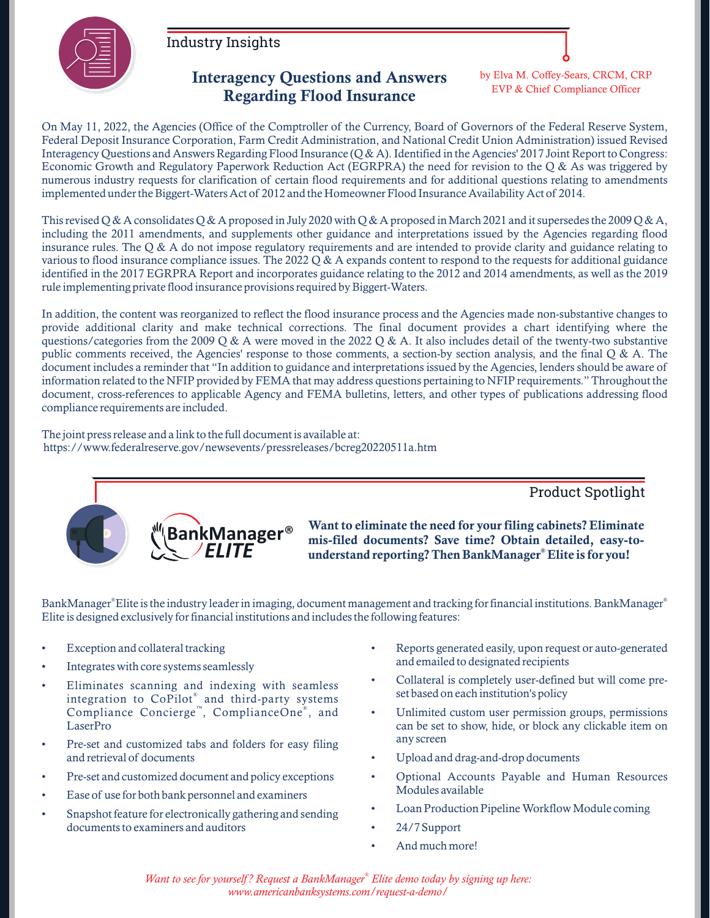## Industry Insights

# Interagency Questions and Answers Regarding Flood Insurance

by Elva M. Coffey-Sears, CRCM, CRP
EVP & Chief Compliance Officer

On May 11, 2022, the Agencies (Office of the Comptroller of the Currency, Board of Governors of the Federal Reserve System, Federal Deposit Insurance Corporation, Farm Credit Administration, and National Credit Union Administration) issued Revised Interagency Questions and Answers Regarding Flood Insurance (Q & A). Identified in the Agencies' 2017 Joint Report to Congress: Economic Growth and Regulatory Paperwork Reduction Act (EGRPRA) the need for revision to the Q & As was triggered by numerous industry requests for clarification of certain flood requirements and for additional questions relating to amendments implemented under the Biggert-Waters Act of 2012 and the Homeowner Flood Insurance Availability Act of 2014.

This revised Q & A consolidates Q & A proposed in July 2020 with Q & A proposed in March 2021 and it supersedes the 2009 Q & A, including the 2011 amendments, and supplements other guidance and interpretations issued by the Agencies regarding flood insurance rules. The Q & A do not impose regulatory requirements and are intended to provide clarity and guidance relating to various to flood insurance compliance issues. The 2022 Q & A expands content to respond to the requests for additional guidance identified in the 2017 EGRPRA Report and incorporates guidance relating to the 2012 and 2014 amendments, as well as the 2019 rule implementing private flood insurance provisions required by Biggert-Waters.

In addition, the content was reorganized to reflect the flood insurance process and the Agencies made non-substantive changes to provide additional clarity and make technical corrections. The final document provides a chart identifying where the questions/categories from the 2009 Q & A were moved in the 2022 Q & A. It also includes detail of the twenty-two substantive public comments received, the Agencies' response to those comments, a section-by section analysis, and the final Q & A. The document includes a reminder that "In addition to guidance and interpretations issued by the Agencies, lenders should be aware of information related to the NFIP provided by FEMA that may address questions pertaining to NFIP requirements." Throughout the document, cross-references to applicable Agency and FEMA bulletins, letters, and other types of publications addressing flood compliance requirements are included.

The joint press release and a link to the full document is available at:
https://www.federalreserve.gov/newsevents/pressreleases/bcreg20220511a.htm

## Product Spotlight

BankManager® ELITE

**Want to eliminate the need for your filing cabinets? Eliminate mis-filed documents? Save time? Obtain detailed, easy-to-understand reporting? Then BankManager® Elite is for you!**

BankManager® Elite is the industry leader in imaging, document management and tracking for financial institutions. BankManager® Elite is designed exclusively for financial institutions and includes the following features:

- Exception and collateral tracking
- Integrates with core systems seamlessly
- Eliminates scanning and indexing with seamless integration to CoPilot® and third-party systems Compliance Concierge™, ComplianceOne®, and LaserPro
- Pre-set and customized tabs and folders for easy filing and retrieval of documents
- Pre-set and customized document and policy exceptions
- Ease of use for both bank personnel and examiners
- Snapshot feature for electronically gathering and sending documents to examiners and auditors
- Reports generated easily, upon request or auto-generated and emailed to designated recipients
- Collateral is completely user-defined but will come pre-set based on each institution's policy
- Unlimited custom user permission groups, permissions can be set to show, hide, or block any clickable item on any screen
- Upload and drag-and-drop documents
- Optional Accounts Payable and Human Resources Modules available
- Loan Production Pipeline Workflow Module coming
- 24/7 Support
- And much more!

*Want to see for yourself? Request a BankManager® Elite demo today by signing up here:*
*www.americanbanksystems.com/request-a-demo/*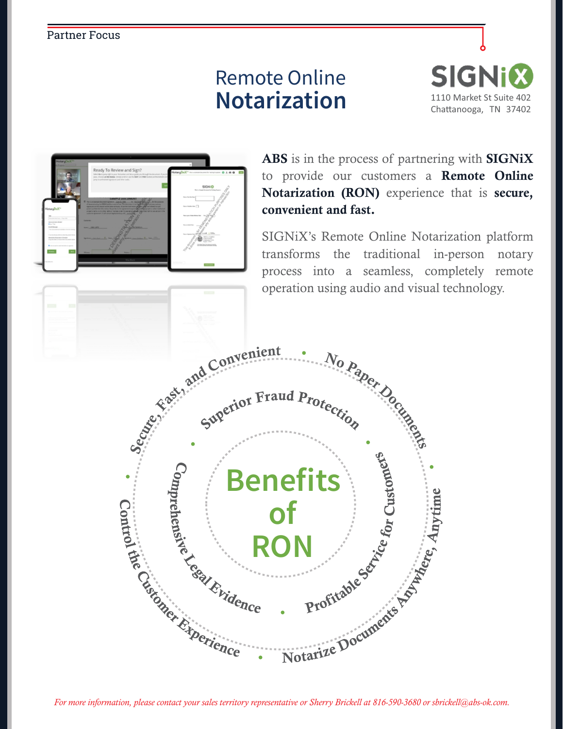Partner Focus

# Remote Online **Notarization**

SIGNiX
1110 Market St Suite 402
Chattanooga, TN 37402

**ABS** is in the process of partnering with **SIGNiX** to provide our customers a **Remote Online Notarization (RON)** experience that is **secure, convenient and fast.**

SIGNiX's Remote Online Notarization platform transforms the traditional in-person notary process into a seamless, completely remote operation using audio and visual technology.

## Benefits of RON

- Secure, Fast, and Convenient
- No Paper Documents
- Notarize Documents Anywhere, Anytime
- Control the Customer Experience
- Superior Fraud Protection
- Profitable Service for Customers
- Comprehensive Legal Evidence

*For more information, please contact your sales territory representative or Sherry Brickell at 816-590-3680 or sbrickell@abs-ok.com.*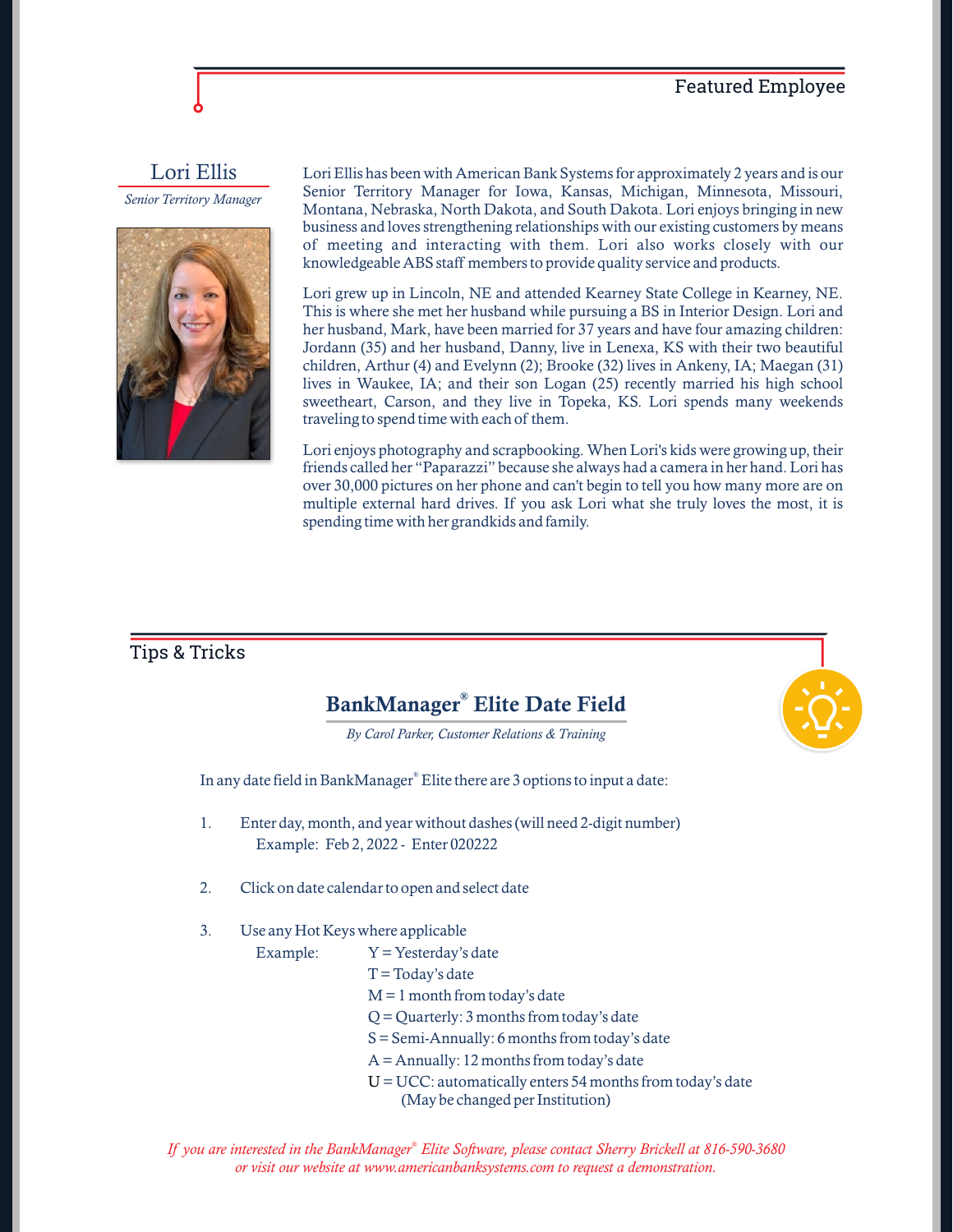## Featured Employee

### Lori Ellis

*Senior Territory Manager*

Lori Ellis has been with American Bank Systems for approximately 2 years and is our Senior Territory Manager for Iowa, Kansas, Michigan, Minnesota, Missouri, Montana, Nebraska, North Dakota, and South Dakota. Lori enjoys bringing in new business and loves strengthening relationships with our existing customers by means of meeting and interacting with them. Lori also works closely with our knowledgeable ABS staff members to provide quality service and products.

Lori grew up in Lincoln, NE and attended Kearney State College in Kearney, NE. This is where she met her husband while pursuing a BS in Interior Design. Lori and her husband, Mark, have been married for 37 years and have four amazing children: Jordann (35) and her husband, Danny, live in Lenexa, KS with their two beautiful children, Arthur (4) and Evelynn (2); Brooke (32) lives in Ankeny, IA; Maegan (31) lives in Waukee, IA; and their son Logan (25) recently married his high school sweetheart, Carson, and they live in Topeka, KS. Lori spends many weekends traveling to spend time with each of them.

Lori enjoys photography and scrapbooking. When Lori's kids were growing up, their friends called her "Paparazzi" because she always had a camera in her hand. Lori has over 30,000 pictures on her phone and can't begin to tell you how many more are on multiple external hard drives. If you ask Lori what she truly loves the most, it is spending time with her grandkids and family.

## Tips & Tricks

### BankManager® Elite Date Field

*By Carol Parker, Customer Relations & Training*

In any date field in BankManager® Elite there are 3 options to input a date:

1. Enter day, month, and year without dashes (will need 2-digit number)
   Example: Feb 2, 2022 - Enter 020222

2. Click on date calendar to open and select date

3. Use any Hot Keys where applicable
   Example:
   - Y = Yesterday's date
   - T = Today's date
   - M = 1 month from today's date
   - Q = Quarterly: 3 months from today's date
   - S = Semi-Annually: 6 months from today's date
   - A = Annually: 12 months from today's date
   - U = UCC: automatically enters 54 months from today's date (May be changed per Institution)

*If you are interested in the BankManager® Elite Software, please contact Sherry Brickell at 816-590-3680 or visit our website at www.americanbanksystems.com to request a demonstration.*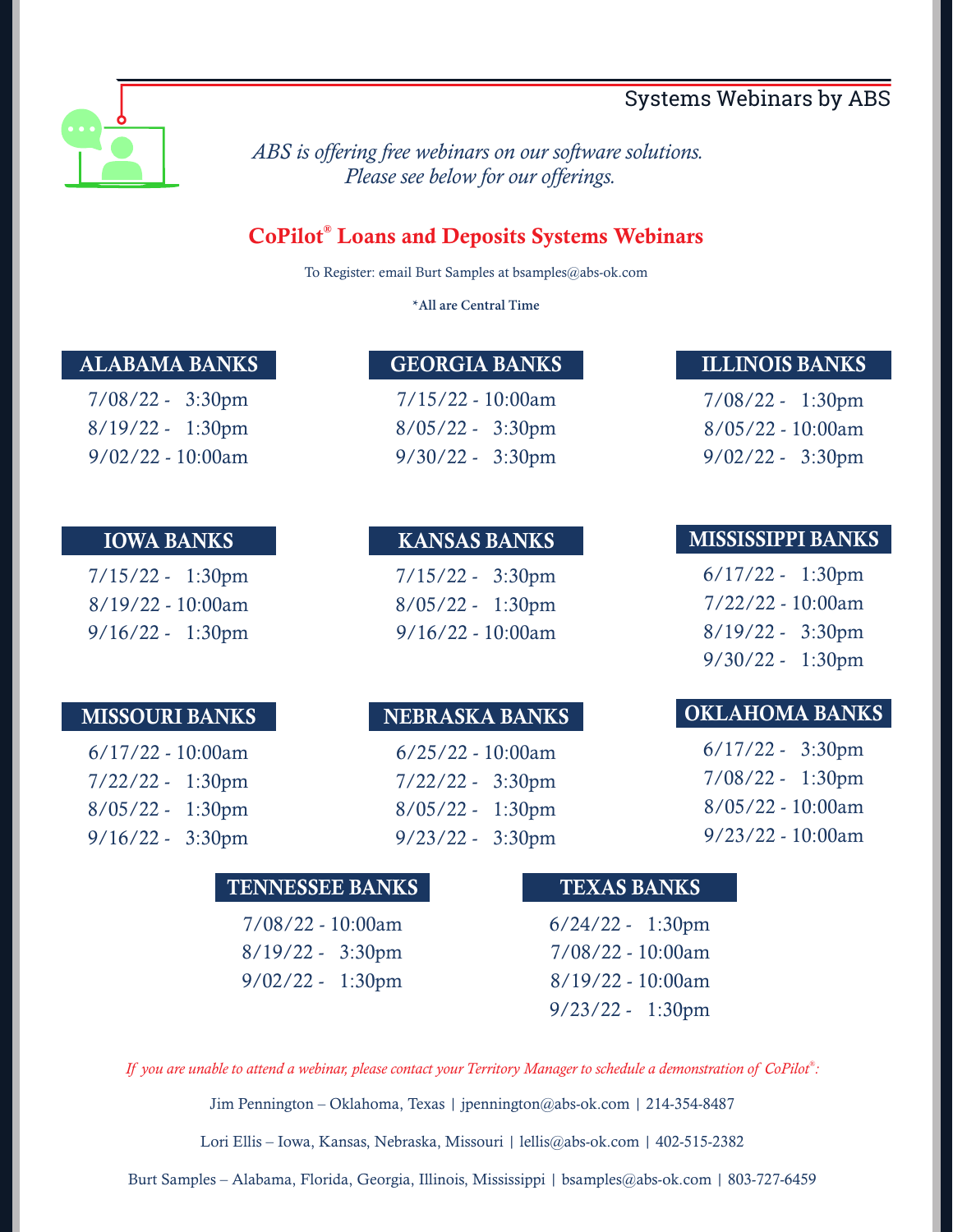Systems Webinars by ABS

*ABS is offering free webinars on our software solutions.*
*Please see below for our offerings.*

## CoPilot® Loans and Deposits Systems Webinars

To Register: email Burt Samples at bsamples@abs-ok.com

*All are Central Time

### ALABAMA BANKS

7/08/22 - 3:30pm
8/19/22 - 1:30pm
9/02/22 - 10:00am

### GEORGIA BANKS

7/15/22 - 10:00am
8/05/22 - 3:30pm
9/30/22 - 3:30pm

### ILLINOIS BANKS

7/08/22 - 1:30pm
8/05/22 - 10:00am
9/02/22 - 3:30pm

### IOWA BANKS

7/15/22 - 1:30pm
8/19/22 - 10:00am
9/16/22 - 1:30pm

### KANSAS BANKS

7/15/22 - 3:30pm
8/05/22 - 1:30pm
9/16/22 - 10:00am

### MISSISSIPPI BANKS

6/17/22 - 1:30pm
7/22/22 - 10:00am
8/19/22 - 3:30pm
9/30/22 - 1:30pm

### MISSOURI BANKS

6/17/22 - 10:00am
7/22/22 - 1:30pm
8/05/22 - 1:30pm
9/16/22 - 3:30pm

### NEBRASKA BANKS

6/25/22 - 10:00am
7/22/22 - 3:30pm
8/05/22 - 1:30pm
9/23/22 - 3:30pm

### OKLAHOMA BANKS

6/17/22 - 3:30pm
7/08/22 - 1:30pm
8/05/22 - 10:00am
9/23/22 - 10:00am

### TENNESSEE BANKS

7/08/22 - 10:00am
8/19/22 - 3:30pm
9/02/22 - 1:30pm

### TEXAS BANKS

6/24/22 - 1:30pm
7/08/22 - 10:00am
8/19/22 - 10:00am
9/23/22 - 1:30pm

*If you are unable to attend a webinar, please contact your Territory Manager to schedule a demonstration of CoPilot®:*

Jim Pennington – Oklahoma, Texas | jpennington@abs-ok.com | 214-354-8487

Lori Ellis – Iowa, Kansas, Nebraska, Missouri | lellis@abs-ok.com | 402-515-2382

Burt Samples – Alabama, Florida, Georgia, Illinois, Mississippi | bsamples@abs-ok.com | 803-727-6459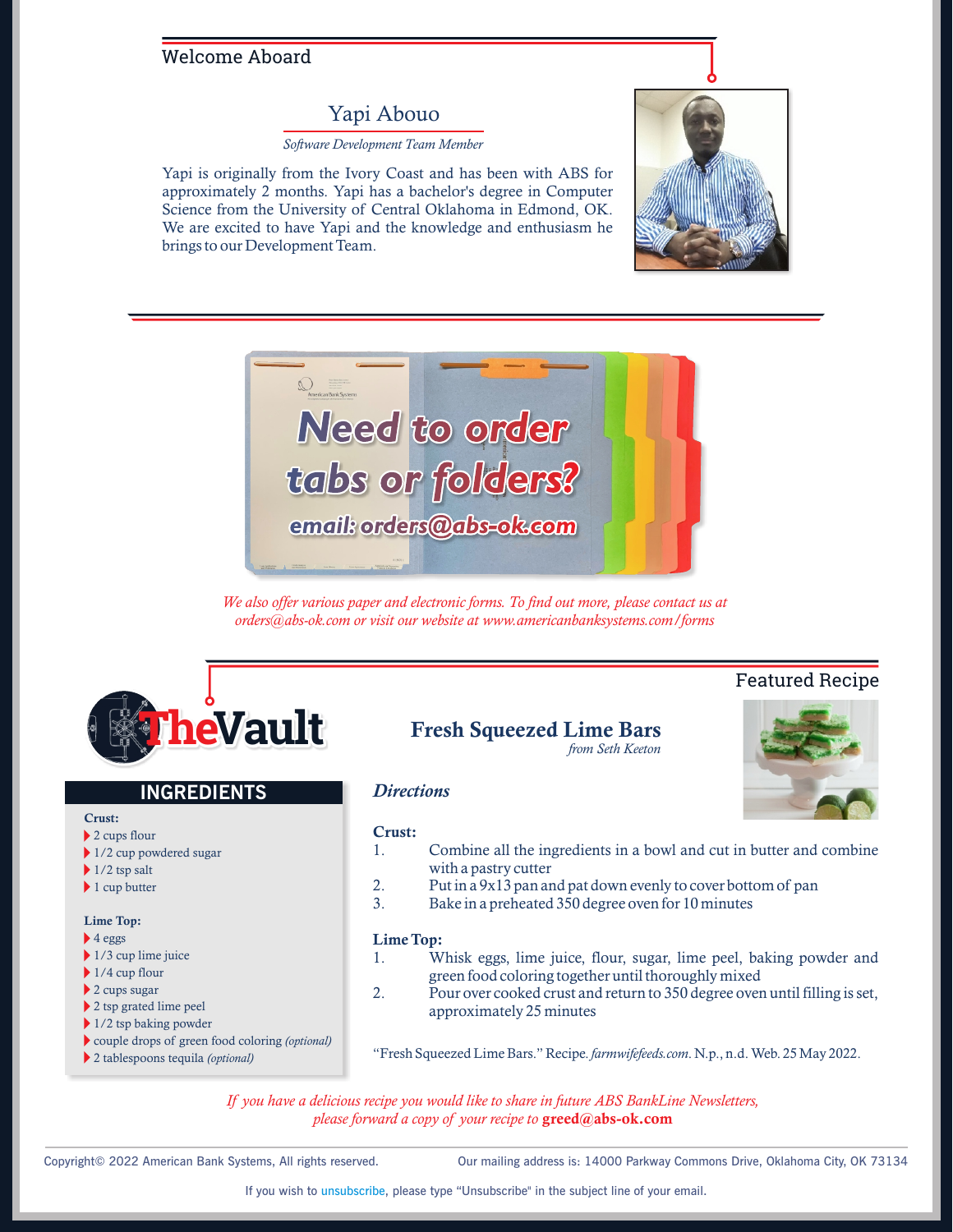## Welcome Aboard

### Yapi Abouo

*Software Development Team Member*

Yapi is originally from the Ivory Coast and has been with ABS for approximately 2 months. Yapi has a bachelor's degree in Computer Science from the University of Central Oklahoma in Edmond, OK. We are excited to have Yapi and the knowledge and enthusiasm he brings to our Development Team.

**Need to order tabs or folders?**

**email: orders@abs-ok.com**

*We also offer various paper and electronic forms. To find out more, please contact us at orders@abs-ok.com or visit our website at www.americanbanksystems.com/forms*

## TheVault

Featured Recipe

### Fresh Squeezed Lime Bars

*from Seth Keeton*

#### INGREDIENTS

**Crust:**

- 2 cups flour
- 1/2 cup powdered sugar
- 1/2 tsp salt
- 1 cup butter

**Lime Top:**

- 4 eggs
- 1/3 cup lime juice
- 1/4 cup flour
- 2 cups sugar
- 2 tsp grated lime peel
- 1/2 tsp baking powder
- couple drops of green food coloring *(optional)*
- 2 tablespoons tequila *(optional)*

#### *Directions*

**Crust:**

1. Combine all the ingredients in a bowl and cut in butter and combine with a pastry cutter
2. Put in a 9x13 pan and pat down evenly to cover bottom of pan
3. Bake in a preheated 350 degree oven for 10 minutes

**Lime Top:**

1. Whisk eggs, lime juice, flour, sugar, lime peel, baking powder and green food coloring together until thoroughly mixed
2. Pour over cooked crust and return to 350 degree oven until filling is set, approximately 25 minutes

"Fresh Squeezed Lime Bars." Recipe. *farmwifefeeds.com*. N.p., n.d. Web. 25 May 2022.

*If you have a delicious recipe you would like to share in future ABS BankLine Newsletters, please forward a copy of your recipe to* **greed@abs-ok.com**

Copyright© 2022 American Bank Systems, All rights reserved.

Our mailing address is: 14000 Parkway Commons Drive, Oklahoma City, OK 73134

If you wish to unsubscribe, please type "Unsubscribe" in the subject line of your email.